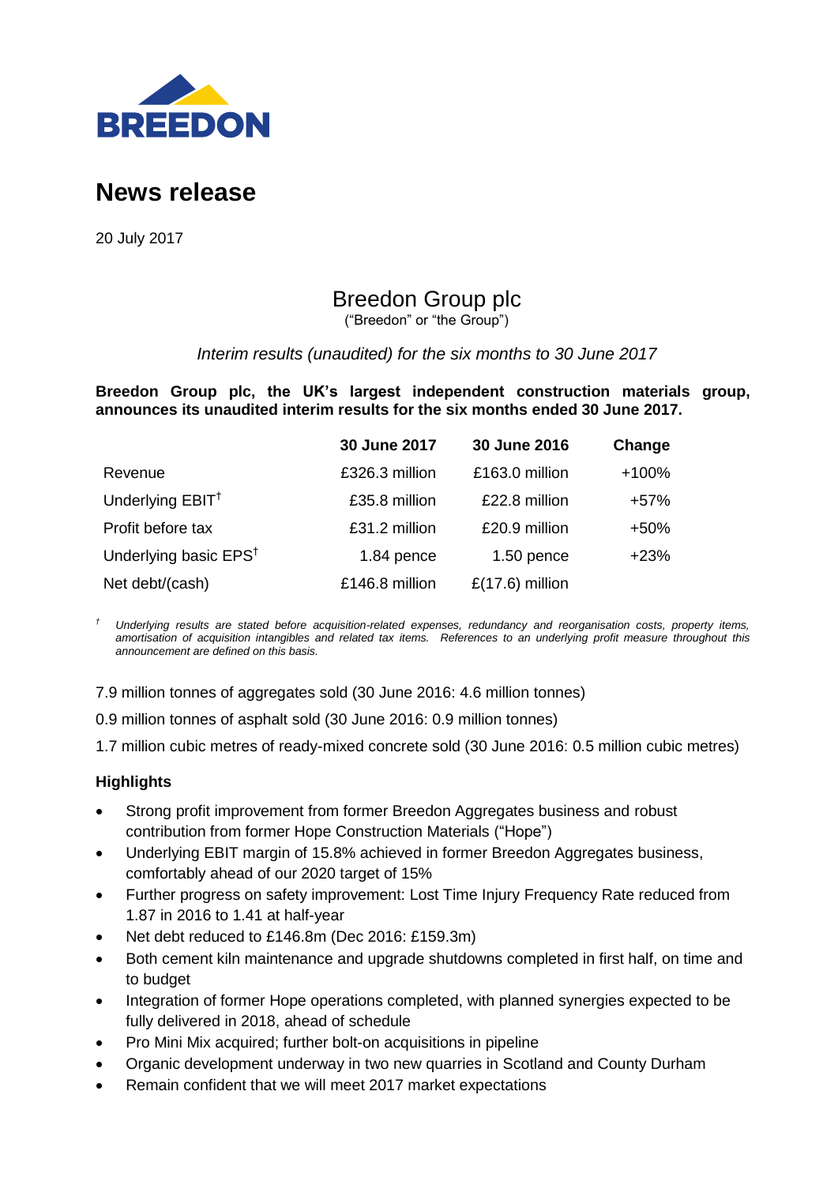BREEDON

# News release

20 July 2017

## Breedon Group plc

("Breedon" or "the Group")

*Interim results (unaudited) for the six months to 30 June 2017*

**Breedon Group plc, the UK's largest independent construction materials group, announces its unaudited interim results for the six months ended 30 June 2017.**

| | 30 June 2017 | 30 June 2016 | Change |
|---|---|---|---|
| Revenue | £326.3 million | £163.0 million | +100% |
| Underlying EBIT† | £35.8 million | £22.8 million | +57% |
| Profit before tax | £31.2 million | £20.9 million | +50% |
| Underlying basic EPS† | 1.84 pence | 1.50 pence | +23% |
| Net debt/(cash) | £146.8 million | £(17.6) million | |

† *Underlying results are stated before acquisition-related expenses, redundancy and reorganisation costs, property items, amortisation of acquisition intangibles and related tax items. References to an underlying profit measure throughout this announcement are defined on this basis.*

7.9 million tonnes of aggregates sold (30 June 2016: 4.6 million tonnes)

0.9 million tonnes of asphalt sold (30 June 2016: 0.9 million tonnes)

1.7 million cubic metres of ready-mixed concrete sold (30 June 2016: 0.5 million cubic metres)

### Highlights

- Strong profit improvement from former Breedon Aggregates business and robust contribution from former Hope Construction Materials ("Hope")
- Underlying EBIT margin of 15.8% achieved in former Breedon Aggregates business, comfortably ahead of our 2020 target of 15%
- Further progress on safety improvement: Lost Time Injury Frequency Rate reduced from 1.87 in 2016 to 1.41 at half-year
- Net debt reduced to £146.8m (Dec 2016: £159.3m)
- Both cement kiln maintenance and upgrade shutdowns completed in first half, on time and to budget
- Integration of former Hope operations completed, with planned synergies expected to be fully delivered in 2018, ahead of schedule
- Pro Mini Mix acquired; further bolt-on acquisitions in pipeline
- Organic development underway in two new quarries in Scotland and County Durham
- Remain confident that we will meet 2017 market expectations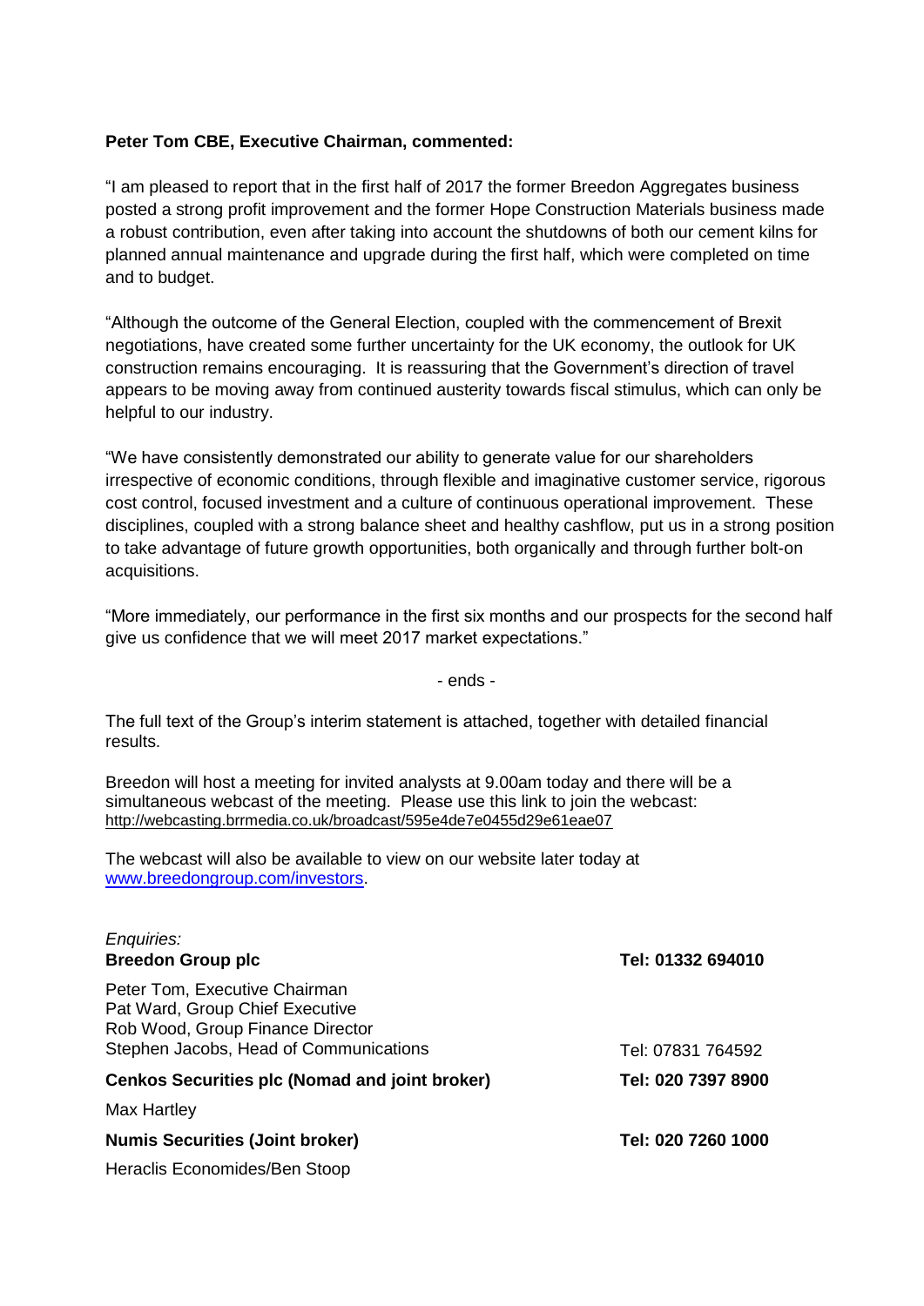**Peter Tom CBE, Executive Chairman, commented:**

"I am pleased to report that in the first half of 2017 the former Breedon Aggregates business posted a strong profit improvement and the former Hope Construction Materials business made a robust contribution, even after taking into account the shutdowns of both our cement kilns for planned annual maintenance and upgrade during the first half, which were completed on time and to budget.

"Although the outcome of the General Election, coupled with the commencement of Brexit negotiations, have created some further uncertainty for the UK economy, the outlook for UK construction remains encouraging. It is reassuring that the Government's direction of travel appears to be moving away from continued austerity towards fiscal stimulus, which can only be helpful to our industry.

"We have consistently demonstrated our ability to generate value for our shareholders irrespective of economic conditions, through flexible and imaginative customer service, rigorous cost control, focused investment and a culture of continuous operational improvement. These disciplines, coupled with a strong balance sheet and healthy cashflow, put us in a strong position to take advantage of future growth opportunities, both organically and through further bolt-on acquisitions.

"More immediately, our performance in the first six months and our prospects for the second half give us confidence that we will meet 2017 market expectations."

- ends -

The full text of the Group's interim statement is attached, together with detailed financial results.

Breedon will host a meeting for invited analysts at 9.00am today and there will be a simultaneous webcast of the meeting. Please use this link to join the webcast: http://webcasting.brrmedia.co.uk/broadcast/595e4de7e0455d29e61eae07

The webcast will also be available to view on our website later today at www.breedongroup.com/investors.

*Enquiries:*

| | |
|---|---|
| **Breedon Group plc** | **Tel: 01332 694010** |
| Peter Tom, Executive Chairman | |
| Pat Ward, Group Chief Executive | |
| Rob Wood, Group Finance Director | |
| Stephen Jacobs, Head of Communications | Tel: 07831 764592 |
| **Cenkos Securities plc (Nomad and joint broker)** | **Tel: 020 7397 8900** |
| Max Hartley | |
| **Numis Securities (Joint broker)** | **Tel: 020 7260 1000** |
| Heraclis Economides/Ben Stoop | |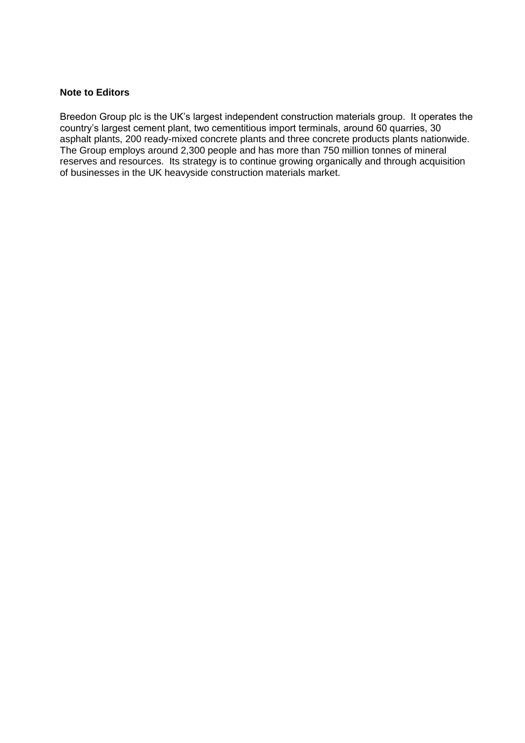**Note to Editors**

Breedon Group plc is the UK's largest independent construction materials group. It operates the country's largest cement plant, two cementitious import terminals, around 60 quarries, 30 asphalt plants, 200 ready-mixed concrete plants and three concrete products plants nationwide. The Group employs around 2,300 people and has more than 750 million tonnes of mineral reserves and resources. Its strategy is to continue growing organically and through acquisition of businesses in the UK heavyside construction materials market.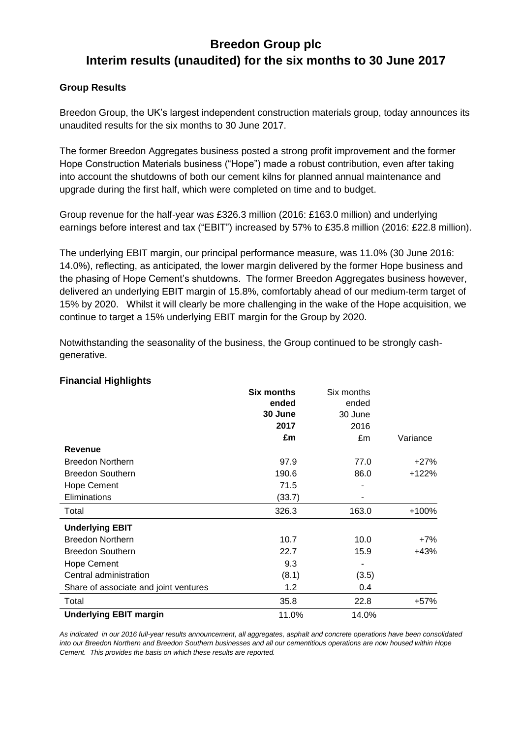# Breedon Group plc
# Interim results (unaudited) for the six months to 30 June 2017

### Group Results

Breedon Group, the UK's largest independent construction materials group, today announces its unaudited results for the six months to 30 June 2017.

The former Breedon Aggregates business posted a strong profit improvement and the former Hope Construction Materials business ("Hope") made a robust contribution, even after taking into account the shutdowns of both our cement kilns for planned annual maintenance and upgrade during the first half, which were completed on time and to budget.

Group revenue for the half-year was £326.3 million (2016: £163.0 million) and underlying earnings before interest and tax ("EBIT") increased by 57% to £35.8 million (2016: £22.8 million).

The underlying EBIT margin, our principal performance measure, was 11.0% (30 June 2016: 14.0%), reflecting, as anticipated, the lower margin delivered by the former Hope business and the phasing of Hope Cement's shutdowns. The former Breedon Aggregates business however, delivered an underlying EBIT margin of 15.8%, comfortably ahead of our medium-term target of 15% by 2020. Whilst it will clearly be more challenging in the wake of the Hope acquisition, we continue to target a 15% underlying EBIT margin for the Group by 2020.

Notwithstanding the seasonality of the business, the Group continued to be strongly cash-generative.

### Financial Highlights

| | **Six months ended 30 June 2017 £m** | Six months ended 30 June 2016 £m | Variance |
|---|---|---|---|
| **Revenue** | | | |
| Breedon Northern | 97.9 | 77.0 | +27% |
| Breedon Southern | 190.6 | 86.0 | +122% |
| Hope Cement | 71.5 | - | |
| Eliminations | (33.7) | - | |
| Total | 326.3 | 163.0 | +100% |
| **Underlying EBIT** | | | |
| Breedon Northern | 10.7 | 10.0 | +7% |
| Breedon Southern | 22.7 | 15.9 | +43% |
| Hope Cement | 9.3 | - | |
| Central administration | (8.1) | (3.5) | |
| Share of associate and joint ventures | 1.2 | 0.4 | |
| Total | 35.8 | 22.8 | +57% |
| **Underlying EBIT margin** | 11.0% | 14.0% | |

*As indicated in our 2016 full-year results announcement, all aggregates, asphalt and concrete operations have been consolidated into our Breedon Northern and Breedon Southern businesses and all our cementitious operations are now housed within Hope Cement. This provides the basis on which these results are reported.*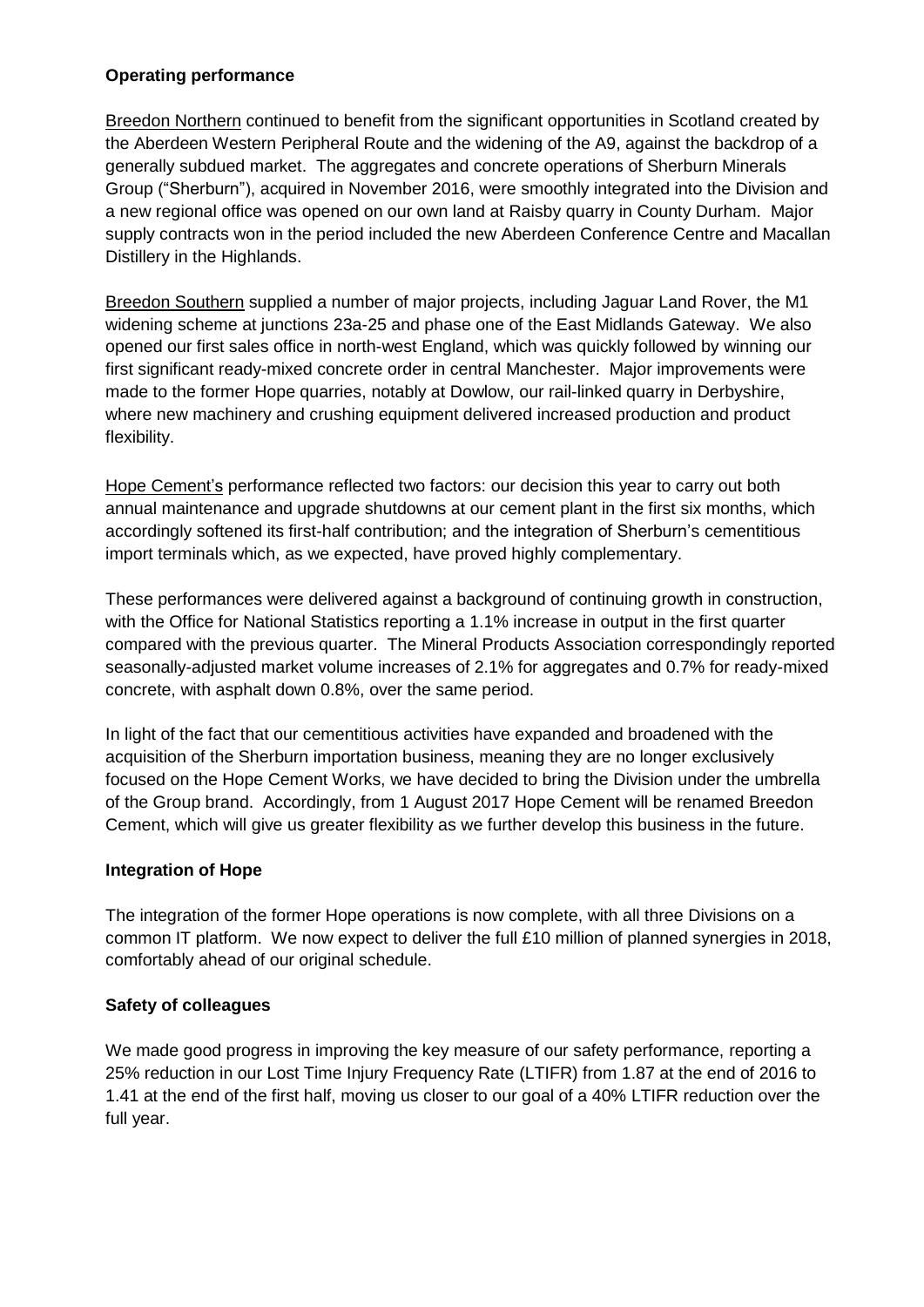## Operating performance

Breedon Northern continued to benefit from the significant opportunities in Scotland created by the Aberdeen Western Peripheral Route and the widening of the A9, against the backdrop of a generally subdued market. The aggregates and concrete operations of Sherburn Minerals Group ("Sherburn"), acquired in November 2016, were smoothly integrated into the Division and a new regional office was opened on our own land at Raisby quarry in County Durham. Major supply contracts won in the period included the new Aberdeen Conference Centre and Macallan Distillery in the Highlands.

Breedon Southern supplied a number of major projects, including Jaguar Land Rover, the M1 widening scheme at junctions 23a-25 and phase one of the East Midlands Gateway. We also opened our first sales office in north-west England, which was quickly followed by winning our first significant ready-mixed concrete order in central Manchester. Major improvements were made to the former Hope quarries, notably at Dowlow, our rail-linked quarry in Derbyshire, where new machinery and crushing equipment delivered increased production and product flexibility.

Hope Cement's performance reflected two factors: our decision this year to carry out both annual maintenance and upgrade shutdowns at our cement plant in the first six months, which accordingly softened its first-half contribution; and the integration of Sherburn's cementitious import terminals which, as we expected, have proved highly complementary.

These performances were delivered against a background of continuing growth in construction, with the Office for National Statistics reporting a 1.1% increase in output in the first quarter compared with the previous quarter. The Mineral Products Association correspondingly reported seasonally-adjusted market volume increases of 2.1% for aggregates and 0.7% for ready-mixed concrete, with asphalt down 0.8%, over the same period.

In light of the fact that our cementitious activities have expanded and broadened with the acquisition of the Sherburn importation business, meaning they are no longer exclusively focused on the Hope Cement Works, we have decided to bring the Division under the umbrella of the Group brand. Accordingly, from 1 August 2017 Hope Cement will be renamed Breedon Cement, which will give us greater flexibility as we further develop this business in the future.

## Integration of Hope

The integration of the former Hope operations is now complete, with all three Divisions on a common IT platform. We now expect to deliver the full £10 million of planned synergies in 2018, comfortably ahead of our original schedule.

## Safety of colleagues

We made good progress in improving the key measure of our safety performance, reporting a 25% reduction in our Lost Time Injury Frequency Rate (LTIFR) from 1.87 at the end of 2016 to 1.41 at the end of the first half, moving us closer to our goal of a 40% LTIFR reduction over the full year.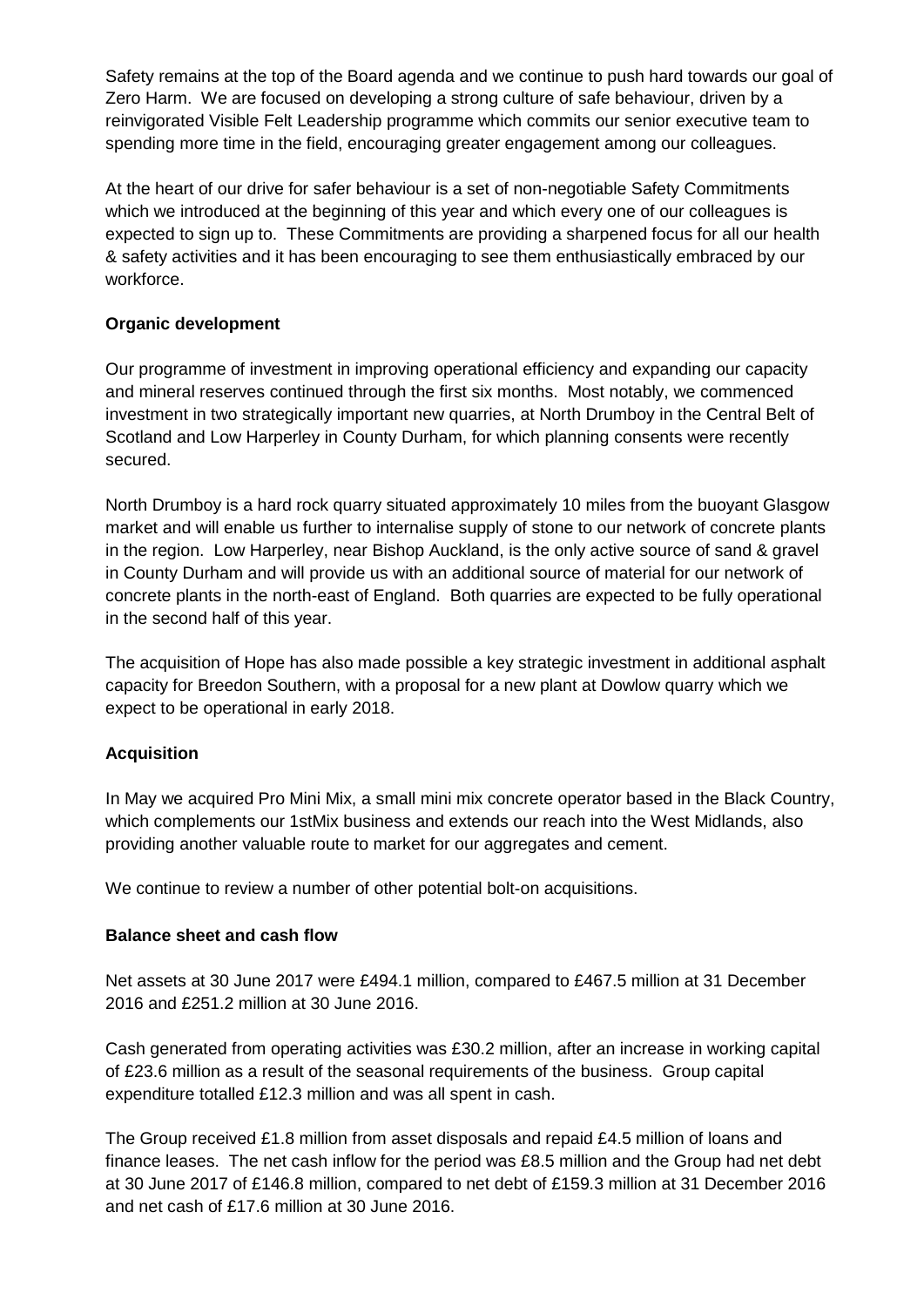Safety remains at the top of the Board agenda and we continue to push hard towards our goal of Zero Harm. We are focused on developing a strong culture of safe behaviour, driven by a reinvigorated Visible Felt Leadership programme which commits our senior executive team to spending more time in the field, encouraging greater engagement among our colleagues.

At the heart of our drive for safer behaviour is a set of non-negotiable Safety Commitments which we introduced at the beginning of this year and which every one of our colleagues is expected to sign up to. These Commitments are providing a sharpened focus for all our health & safety activities and it has been encouraging to see them enthusiastically embraced by our workforce.

**Organic development**

Our programme of investment in improving operational efficiency and expanding our capacity and mineral reserves continued through the first six months. Most notably, we commenced investment in two strategically important new quarries, at North Drumboy in the Central Belt of Scotland and Low Harperley in County Durham, for which planning consents were recently secured.

North Drumboy is a hard rock quarry situated approximately 10 miles from the buoyant Glasgow market and will enable us further to internalise supply of stone to our network of concrete plants in the region. Low Harperley, near Bishop Auckland, is the only active source of sand & gravel in County Durham and will provide us with an additional source of material for our network of concrete plants in the north-east of England. Both quarries are expected to be fully operational in the second half of this year.

The acquisition of Hope has also made possible a key strategic investment in additional asphalt capacity for Breedon Southern, with a proposal for a new plant at Dowlow quarry which we expect to be operational in early 2018.

**Acquisition**

In May we acquired Pro Mini Mix, a small mini mix concrete operator based in the Black Country, which complements our 1stMix business and extends our reach into the West Midlands, also providing another valuable route to market for our aggregates and cement.

We continue to review a number of other potential bolt-on acquisitions.

**Balance sheet and cash flow**

Net assets at 30 June 2017 were £494.1 million, compared to £467.5 million at 31 December 2016 and £251.2 million at 30 June 2016.

Cash generated from operating activities was £30.2 million, after an increase in working capital of £23.6 million as a result of the seasonal requirements of the business. Group capital expenditure totalled £12.3 million and was all spent in cash.

The Group received £1.8 million from asset disposals and repaid £4.5 million of loans and finance leases. The net cash inflow for the period was £8.5 million and the Group had net debt at 30 June 2017 of £146.8 million, compared to net debt of £159.3 million at 31 December 2016 and net cash of £17.6 million at 30 June 2016.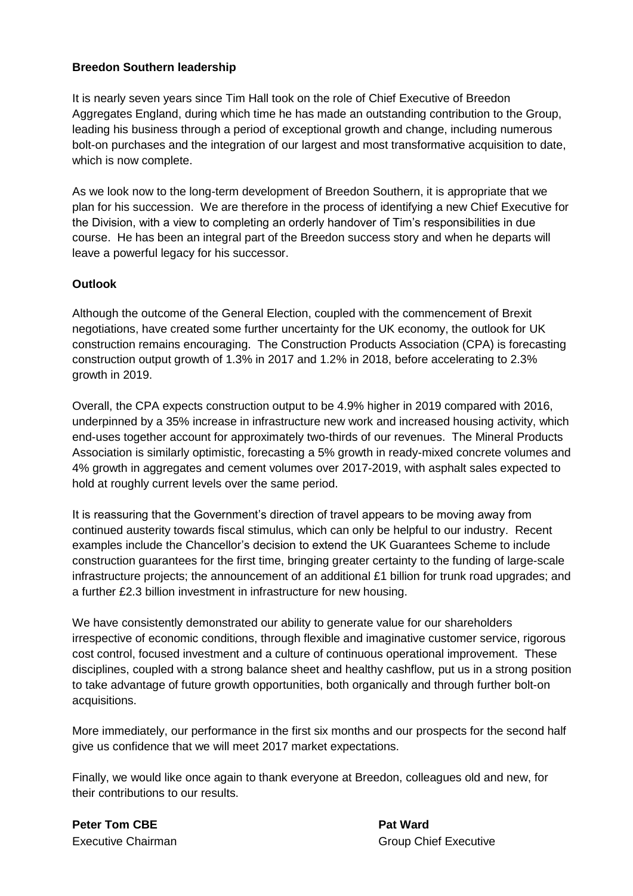**Breedon Southern leadership**

It is nearly seven years since Tim Hall took on the role of Chief Executive of Breedon Aggregates England, during which time he has made an outstanding contribution to the Group, leading his business through a period of exceptional growth and change, including numerous bolt-on purchases and the integration of our largest and most transformative acquisition to date, which is now complete.

As we look now to the long-term development of Breedon Southern, it is appropriate that we plan for his succession. We are therefore in the process of identifying a new Chief Executive for the Division, with a view to completing an orderly handover of Tim's responsibilities in due course. He has been an integral part of the Breedon success story and when he departs will leave a powerful legacy for his successor.

**Outlook**

Although the outcome of the General Election, coupled with the commencement of Brexit negotiations, have created some further uncertainty for the UK economy, the outlook for UK construction remains encouraging. The Construction Products Association (CPA) is forecasting construction output growth of 1.3% in 2017 and 1.2% in 2018, before accelerating to 2.3% growth in 2019.

Overall, the CPA expects construction output to be 4.9% higher in 2019 compared with 2016, underpinned by a 35% increase in infrastructure new work and increased housing activity, which end-uses together account for approximately two-thirds of our revenues. The Mineral Products Association is similarly optimistic, forecasting a 5% growth in ready-mixed concrete volumes and 4% growth in aggregates and cement volumes over 2017-2019, with asphalt sales expected to hold at roughly current levels over the same period.

It is reassuring that the Government's direction of travel appears to be moving away from continued austerity towards fiscal stimulus, which can only be helpful to our industry. Recent examples include the Chancellor's decision to extend the UK Guarantees Scheme to include construction guarantees for the first time, bringing greater certainty to the funding of large-scale infrastructure projects; the announcement of an additional £1 billion for trunk road upgrades; and a further £2.3 billion investment in infrastructure for new housing.

We have consistently demonstrated our ability to generate value for our shareholders irrespective of economic conditions, through flexible and imaginative customer service, rigorous cost control, focused investment and a culture of continuous operational improvement. These disciplines, coupled with a strong balance sheet and healthy cashflow, put us in a strong position to take advantage of future growth opportunities, both organically and through further bolt-on acquisitions.

More immediately, our performance in the first six months and our prospects for the second half give us confidence that we will meet 2017 market expectations.

Finally, we would like once again to thank everyone at Breedon, colleagues old and new, for their contributions to our results.

**Peter Tom CBE**
Executive Chairman

**Pat Ward**
Group Chief Executive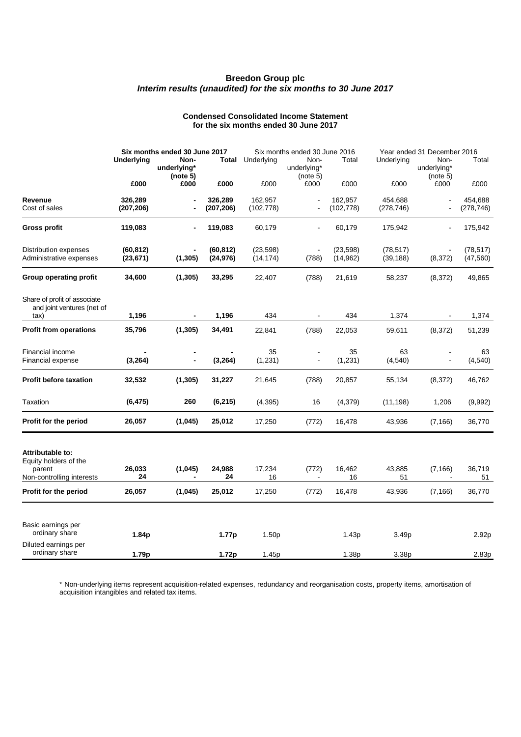# Breedon Group plc

## *Interim results (unaudited) for the six months to 30 June 2017*

### Condensed Consolidated Income Statement
### for the six months ended 30 June 2017

| | **Six months ended 30 June 2017** | | | Six months ended 30 June 2016 | | | Year ended 31 December 2016 | | |
|---|---|---|---|---|---|---|---|---|---|
| | **Underlying** | **Non-underlying* (note 5)** | **Total** | Underlying | Non-underlying* (note 5) | Total | Underlying | Non-underlying* (note 5) | Total |
| | **£000** | **£000** | **£000** | £000 | £000 | £000 | £000 | £000 | £000 |
| **Revenue** | **326,289** | **-** | **326,289** | 162,957 | - | 162,957 | 454,688 | - | 454,688 |
| Cost of sales | **(207,206)** | **-** | **(207,206)** | (102,778) | - | (102,778) | (278,746) | - | (278,746) |
| **Gross profit** | **119,083** | **-** | **119,083** | 60,179 | - | 60,179 | 175,942 | - | 175,942 |
| Distribution expenses | **(60,812)** | **-** | **(60,812)** | (23,598) | - | (23,598) | (78,517) | - | (78,517) |
| Administrative expenses | **(23,671)** | **(1,305)** | **(24,976)** | (14,174) | (788) | (14,962) | (39,188) | (8,372) | (47,560) |
| **Group operating profit** | **34,600** | **(1,305)** | **33,295** | 22,407 | (788) | 21,619 | 58,237 | (8,372) | 49,865 |
| Share of profit of associate and joint ventures (net of tax) | **1,196** | **-** | **1,196** | 434 | - | 434 | 1,374 | - | 1,374 |
| **Profit from operations** | **35,796** | **(1,305)** | **34,491** | 22,841 | (788) | 22,053 | 59,611 | (8,372) | 51,239 |
| Financial income | **-** | **-** | **-** | 35 | - | 35 | 63 | - | 63 |
| Financial expense | **(3,264)** | **-** | **(3,264)** | (1,231) | - | (1,231) | (4,540) | - | (4,540) |
| **Profit before taxation** | **32,532** | **(1,305)** | **31,227** | 21,645 | (788) | 20,857 | 55,134 | (8,372) | 46,762 |
| Taxation | **(6,475)** | **260** | **(6,215)** | (4,395) | 16 | (4,379) | (11,198) | 1,206 | (9,992) |
| **Profit for the period** | **26,057** | **(1,045)** | **25,012** | 17,250 | (772) | 16,478 | 43,936 | (7,166) | 36,770 |
| **Attributable to:** | | | | | | | | | |
| Equity holders of the parent | **26,033** | **(1,045)** | **24,988** | 17,234 | (772) | 16,462 | 43,885 | (7,166) | 36,719 |
| Non-controlling interests | **24** | **-** | **24** | 16 | - | 16 | 51 | - | 51 |
| **Profit for the period** | **26,057** | **(1,045)** | **25,012** | 17,250 | (772) | 16,478 | 43,936 | (7,166) | 36,770 |
| Basic earnings per ordinary share | **1.84p** | | **1.77p** | 1.50p | | 1.43p | 3.49p | | 2.92p |
| Diluted earnings per ordinary share | **1.79p** | | **1.72p** | 1.45p | | 1.38p | 3.38p | | 2.83p |

\* Non-underlying items represent acquisition-related expenses, redundancy and reorganisation costs, property items, amortisation of acquisition intangibles and related tax items.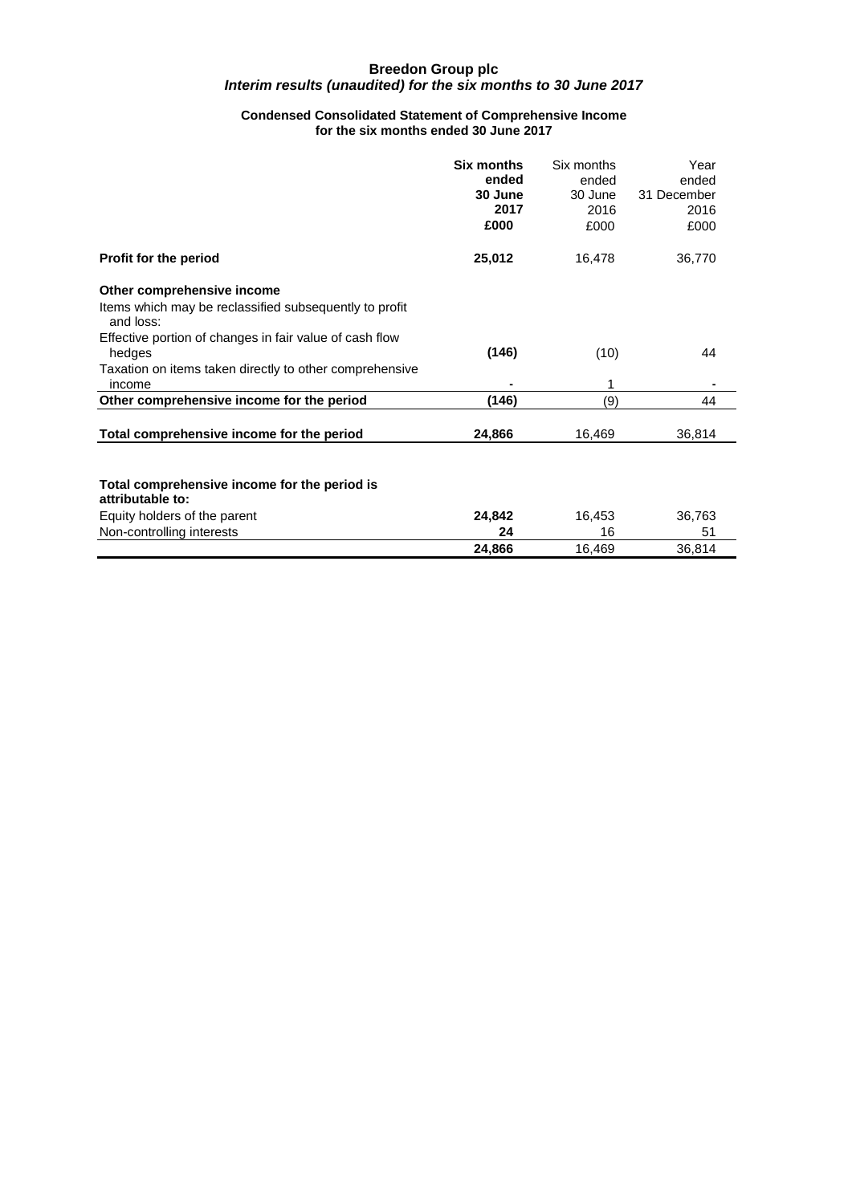**Breedon Group plc**
***Interim results (unaudited) for the six months to 30 June 2017***

**Condensed Consolidated Statement of Comprehensive Income**
**for the six months ended 30 June 2017**

| | **Six months ended 30 June 2017 £000** | Six months ended 30 June 2016 £000 | Year ended 31 December 2016 £000 |
|---|---|---|---|
| **Profit for the period** | **25,012** | 16,478 | 36,770 |
| **Other comprehensive income** | | | |
| Items which may be reclassified subsequently to profit and loss: | | | |
| Effective portion of changes in fair value of cash flow hedges | **(146)** | (10) | 44 |
| Taxation on items taken directly to other comprehensive income | **-** | 1 | - |
| **Other comprehensive income for the period** | **(146)** | (9) | 44 |
| **Total comprehensive income for the period** | **24,866** | 16,469 | 36,814 |
| **Total comprehensive income for the period is attributable to:** | | | |
| Equity holders of the parent | **24,842** | 16,453 | 36,763 |
| Non-controlling interests | **24** | 16 | 51 |
| | **24,866** | 16,469 | 36,814 |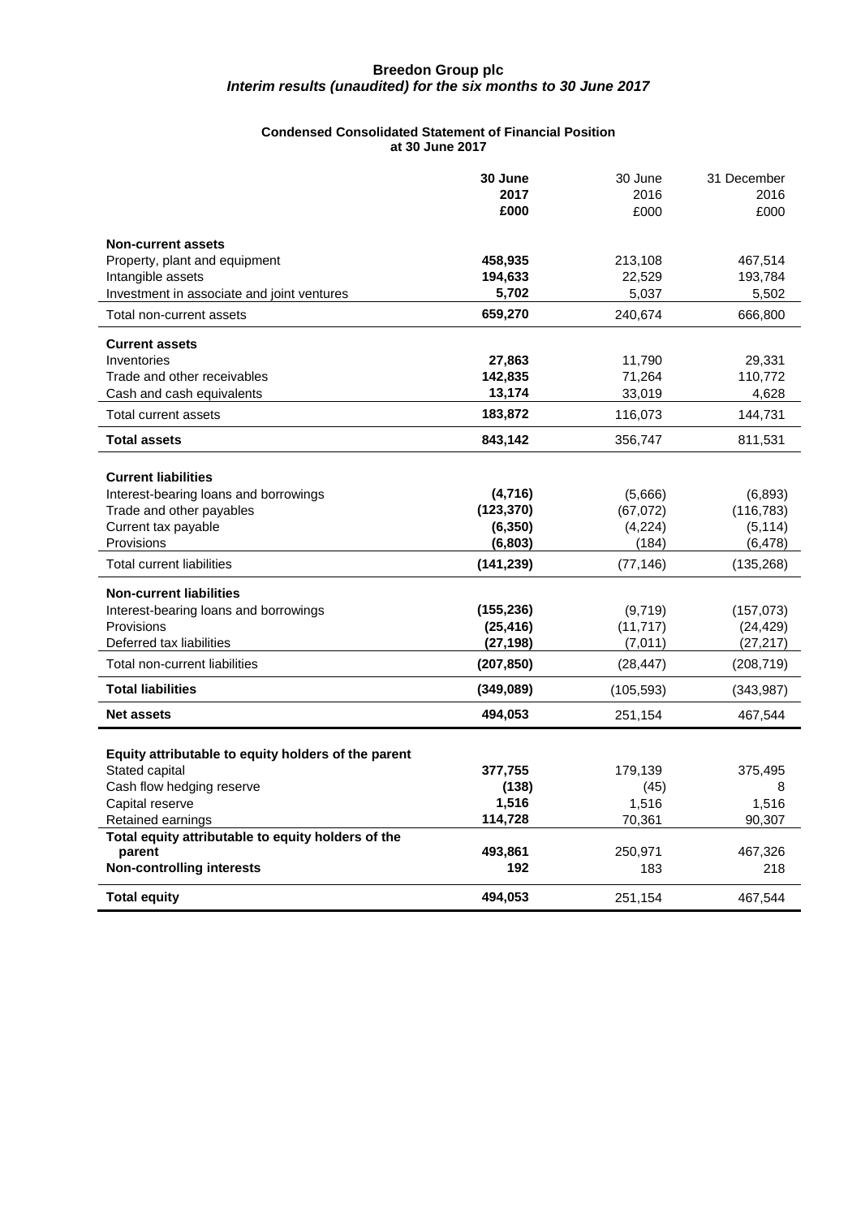**Breedon Group plc**
***Interim results (unaudited) for the six months to 30 June 2017***

**Condensed Consolidated Statement of Financial Position**
**at 30 June 2017**

| | **30 June 2017 £000** | 30 June 2016 £000 | 31 December 2016 £000 |
|---|---|---|---|
| **Non-current assets** | | | |
| Property, plant and equipment | **458,935** | 213,108 | 467,514 |
| Intangible assets | **194,633** | 22,529 | 193,784 |
| Investment in associate and joint ventures | **5,702** | 5,037 | 5,502 |
| Total non-current assets | **659,270** | 240,674 | 666,800 |
| **Current assets** | | | |
| Inventories | **27,863** | 11,790 | 29,331 |
| Trade and other receivables | **142,835** | 71,264 | 110,772 |
| Cash and cash equivalents | **13,174** | 33,019 | 4,628 |
| Total current assets | **183,872** | 116,073 | 144,731 |
| **Total assets** | **843,142** | 356,747 | 811,531 |
| **Current liabilities** | | | |
| Interest-bearing loans and borrowings | **(4,716)** | (5,666) | (6,893) |
| Trade and other payables | **(123,370)** | (67,072) | (116,783) |
| Current tax payable | **(6,350)** | (4,224) | (5,114) |
| Provisions | **(6,803)** | (184) | (6,478) |
| Total current liabilities | **(141,239)** | (77,146) | (135,268) |
| **Non-current liabilities** | | | |
| Interest-bearing loans and borrowings | **(155,236)** | (9,719) | (157,073) |
| Provisions | **(25,416)** | (11,717) | (24,429) |
| Deferred tax liabilities | **(27,198)** | (7,011) | (27,217) |
| Total non-current liabilities | **(207,850)** | (28,447) | (208,719) |
| **Total liabilities** | **(349,089)** | (105,593) | (343,987) |
| **Net assets** | **494,053** | 251,154 | 467,544 |
| **Equity attributable to equity holders of the parent** | | | |
| Stated capital | **377,755** | 179,139 | 375,495 |
| Cash flow hedging reserve | **(138)** | (45) | 8 |
| Capital reserve | **1,516** | 1,516 | 1,516 |
| Retained earnings | **114,728** | 70,361 | 90,307 |
| **Total equity attributable to equity holders of the parent** | **493,861** | 250,971 | 467,326 |
| **Non-controlling interests** | **192** | 183 | 218 |
| **Total equity** | **494,053** | 251,154 | 467,544 |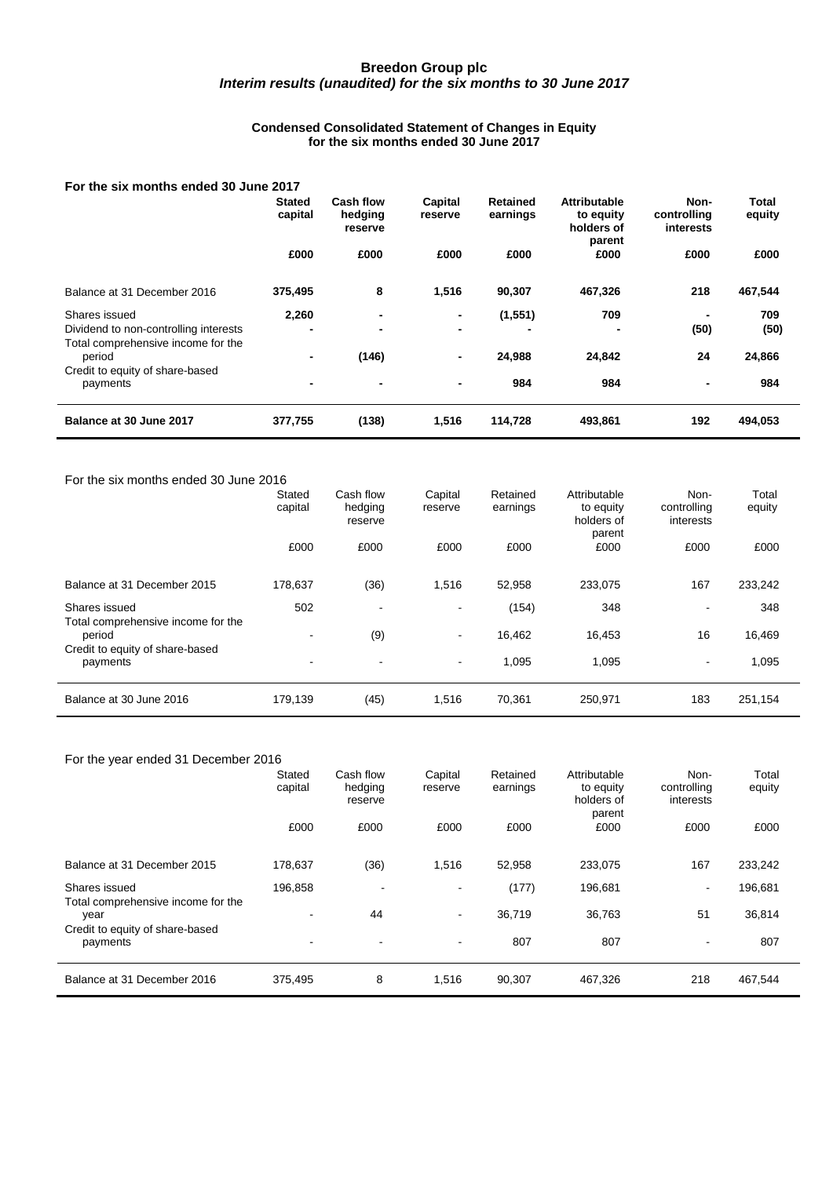**Breedon Group plc**
***Interim results (unaudited) for the six months to 30 June 2017***

**Condensed Consolidated Statement of Changes in Equity**
**for the six months ended 30 June 2017**

**For the six months ended 30 June 2017**

| | **Stated capital** | **Cash flow hedging reserve** | **Capital reserve** | **Retained earnings** | **Attributable to equity holders of parent** | **Non-controlling interests** | **Total equity** |
|---|---|---|---|---|---|---|---|
| | **£000** | **£000** | **£000** | **£000** | **£000** | **£000** | **£000** |
| Balance at 31 December 2016 | **375,495** | **8** | **1,516** | **90,307** | **467,326** | **218** | **467,544** |
| Shares issued | **2,260** | **-** | **-** | **(1,551)** | **709** | **-** | **709** |
| Dividend to non-controlling interests | **-** | **-** | **-** | **-** | **-** | **(50)** | **(50)** |
| Total comprehensive income for the period | **-** | **(146)** | **-** | **24,988** | **24,842** | **24** | **24,866** |
| Credit to equity of share-based payments | **-** | **-** | **-** | **984** | **984** | **-** | **984** |
| **Balance at 30 June 2017** | **377,755** | **(138)** | **1,516** | **114,728** | **493,861** | **192** | **494,053** |

For the six months ended 30 June 2016

| | Stated capital | Cash flow hedging reserve | Capital reserve | Retained earnings | Attributable to equity holders of parent | Non-controlling interests | Total equity |
|---|---|---|---|---|---|---|---|
| | £000 | £000 | £000 | £000 | £000 | £000 | £000 |
| Balance at 31 December 2015 | 178,637 | (36) | 1,516 | 52,958 | 233,075 | 167 | 233,242 |
| Shares issued | 502 | - | - | (154) | 348 | - | 348 |
| Total comprehensive income for the period | - | (9) | - | 16,462 | 16,453 | 16 | 16,469 |
| Credit to equity of share-based payments | - | - | - | 1,095 | 1,095 | - | 1,095 |
| Balance at 30 June 2016 | 179,139 | (45) | 1,516 | 70,361 | 250,971 | 183 | 251,154 |

For the year ended 31 December 2016

| | Stated capital | Cash flow hedging reserve | Capital reserve | Retained earnings | Attributable to equity holders of parent | Non-controlling interests | Total equity |
|---|---|---|---|---|---|---|---|
| | £000 | £000 | £000 | £000 | £000 | £000 | £000 |
| Balance at 31 December 2015 | 178,637 | (36) | 1,516 | 52,958 | 233,075 | 167 | 233,242 |
| Shares issued | 196,858 | - | - | (177) | 196,681 | - | 196,681 |
| Total comprehensive income for the year | - | 44 | - | 36,719 | 36,763 | 51 | 36,814 |
| Credit to equity of share-based payments | - | - | - | 807 | 807 | - | 807 |
| Balance at 31 December 2016 | 375,495 | 8 | 1,516 | 90,307 | 467,326 | 218 | 467,544 |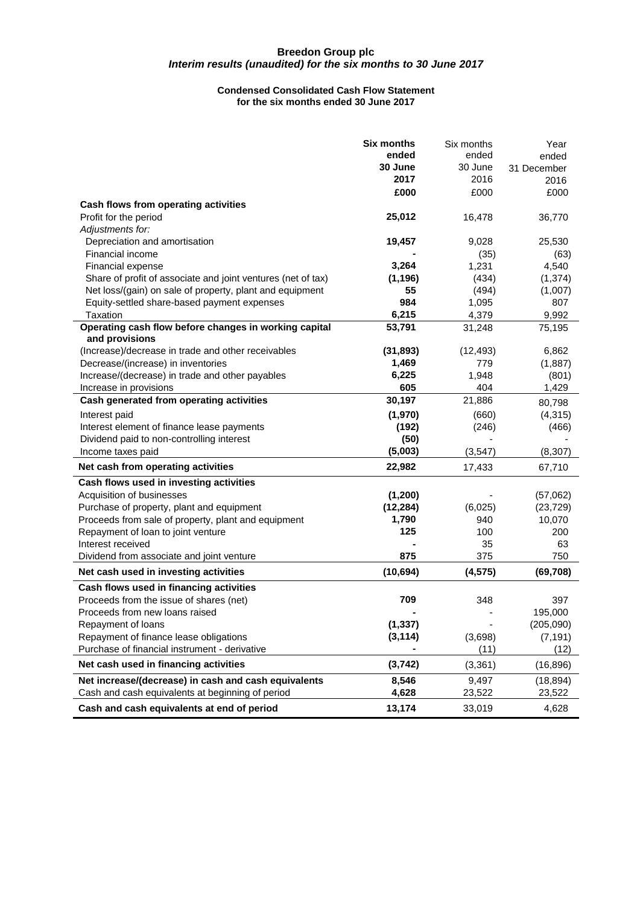**Breedon Group plc**
***Interim results (unaudited) for the six months to 30 June 2017***

**Condensed Consolidated Cash Flow Statement**
**for the six months ended 30 June 2017**

| | **Six months ended 30 June 2017 £000** | Six months ended 30 June 2016 £000 | Year ended 31 December 2016 £000 |
|---|---|---|---|
| **Cash flows from operating activities** | | | |
| Profit for the period | **25,012** | 16,478 | 36,770 |
| *Adjustments for:* | | | |
| Depreciation and amortisation | **19,457** | 9,028 | 25,530 |
| Financial income | **-** | (35) | (63) |
| Financial expense | **3,264** | 1,231 | 4,540 |
| Share of profit of associate and joint ventures (net of tax) | **(1,196)** | (434) | (1,374) |
| Net loss/(gain) on sale of property, plant and equipment | **55** | (494) | (1,007) |
| Equity-settled share-based payment expenses | **984** | 1,095 | 807 |
| Taxation | **6,215** | 4,379 | 9,992 |
| **Operating cash flow before changes in working capital and provisions** | **53,791** | 31,248 | 75,195 |
| (Increase)/decrease in trade and other receivables | **(31,893)** | (12,493) | 6,862 |
| Decrease/(increase) in inventories | **1,469** | 779 | (1,887) |
| Increase/(decrease) in trade and other payables | **6,225** | 1,948 | (801) |
| Increase in provisions | **605** | 404 | 1,429 |
| **Cash generated from operating activities** | **30,197** | 21,886 | 80,798 |
| Interest paid | **(1,970)** | (660) | (4,315) |
| Interest element of finance lease payments | **(192)** | (246) | (466) |
| Dividend paid to non-controlling interest | **(50)** | - | - |
| Income taxes paid | **(5,003)** | (3,547) | (8,307) |
| **Net cash from operating activities** | **22,982** | 17,433 | 67,710 |
| **Cash flows used in investing activities** | | | |
| Acquisition of businesses | **(1,200)** | - | (57,062) |
| Purchase of property, plant and equipment | **(12,284)** | (6,025) | (23,729) |
| Proceeds from sale of property, plant and equipment | **1,790** | 940 | 10,070 |
| Repayment of loan to joint venture | **125** | 100 | 200 |
| Interest received | **-** | 35 | 63 |
| Dividend from associate and joint venture | **875** | 375 | 750 |
| **Net cash used in investing activities** | **(10,694)** | **(4,575)** | **(69,708)** |
| **Cash flows used in financing activities** | | | |
| Proceeds from the issue of shares (net) | **709** | 348 | 397 |
| Proceeds from new loans raised | **-** | - | 195,000 |
| Repayment of loans | **(1,337)** | - | (205,090) |
| Repayment of finance lease obligations | **(3,114)** | (3,698) | (7,191) |
| Purchase of financial instrument - derivative | **-** | (11) | (12) |
| **Net cash used in financing activities** | **(3,742)** | (3,361) | (16,896) |
| **Net increase/(decrease) in cash and cash equivalents** | **8,546** | 9,497 | (18,894) |
| Cash and cash equivalents at beginning of period | **4,628** | 23,522 | 23,522 |
| **Cash and cash equivalents at end of period** | **13,174** | 33,019 | 4,628 |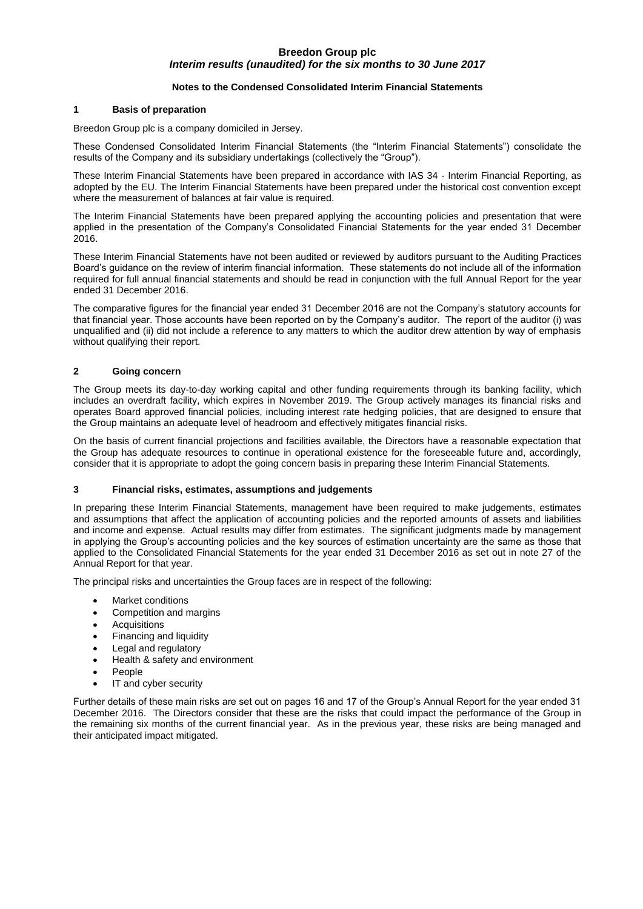**Breedon Group plc**
***Interim results (unaudited) for the six months to 30 June 2017***

### Notes to the Condensed Consolidated Interim Financial Statements

#### 1 Basis of preparation

Breedon Group plc is a company domiciled in Jersey.

These Condensed Consolidated Interim Financial Statements (the "Interim Financial Statements") consolidate the results of the Company and its subsidiary undertakings (collectively the "Group").

These Interim Financial Statements have been prepared in accordance with IAS 34 - Interim Financial Reporting, as adopted by the EU. The Interim Financial Statements have been prepared under the historical cost convention except where the measurement of balances at fair value is required.

The Interim Financial Statements have been prepared applying the accounting policies and presentation that were applied in the presentation of the Company's Consolidated Financial Statements for the year ended 31 December 2016.

These Interim Financial Statements have not been audited or reviewed by auditors pursuant to the Auditing Practices Board's guidance on the review of interim financial information. These statements do not include all of the information required for full annual financial statements and should be read in conjunction with the full Annual Report for the year ended 31 December 2016.

The comparative figures for the financial year ended 31 December 2016 are not the Company's statutory accounts for that financial year. Those accounts have been reported on by the Company's auditor. The report of the auditor (i) was unqualified and (ii) did not include a reference to any matters to which the auditor drew attention by way of emphasis without qualifying their report.

#### 2 Going concern

The Group meets its day-to-day working capital and other funding requirements through its banking facility, which includes an overdraft facility, which expires in November 2019. The Group actively manages its financial risks and operates Board approved financial policies, including interest rate hedging policies, that are designed to ensure that the Group maintains an adequate level of headroom and effectively mitigates financial risks.

On the basis of current financial projections and facilities available, the Directors have a reasonable expectation that the Group has adequate resources to continue in operational existence for the foreseeable future and, accordingly, consider that it is appropriate to adopt the going concern basis in preparing these Interim Financial Statements.

#### 3 Financial risks, estimates, assumptions and judgements

In preparing these Interim Financial Statements, management have been required to make judgements, estimates and assumptions that affect the application of accounting policies and the reported amounts of assets and liabilities and income and expense. Actual results may differ from estimates. The significant judgments made by management in applying the Group's accounting policies and the key sources of estimation uncertainty are the same as those that applied to the Consolidated Financial Statements for the year ended 31 December 2016 as set out in note 27 of the Annual Report for that year.

The principal risks and uncertainties the Group faces are in respect of the following:

- Market conditions
- Competition and margins
- Acquisitions
- Financing and liquidity
- Legal and regulatory
- Health & safety and environment
- People
- IT and cyber security

Further details of these main risks are set out on pages 16 and 17 of the Group's Annual Report for the year ended 31 December 2016. The Directors consider that these are the risks that could impact the performance of the Group in the remaining six months of the current financial year. As in the previous year, these risks are being managed and their anticipated impact mitigated.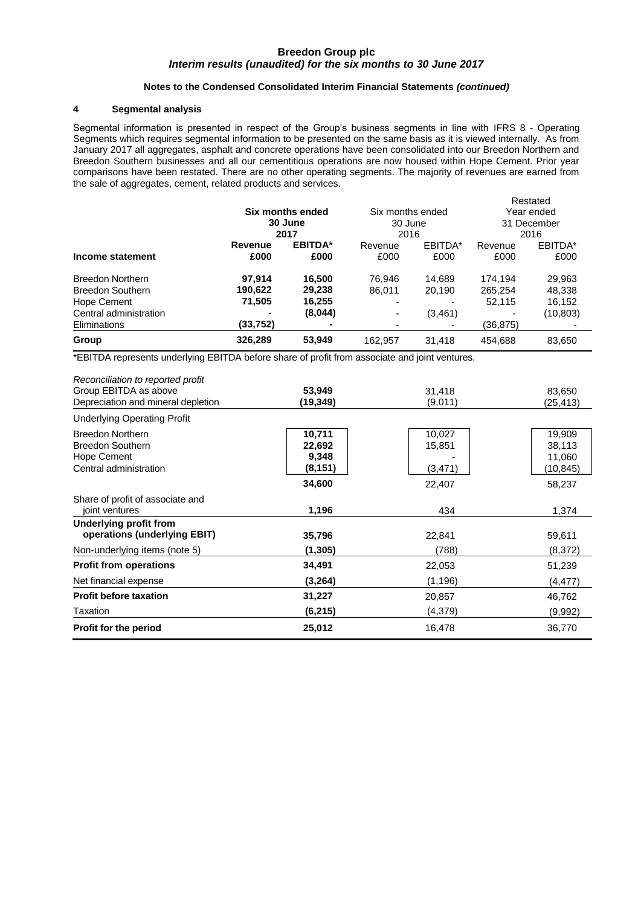## Notes to the Condensed Consolidated Interim Financial Statements *(continued)*

### 4 Segmental analysis

Segmental information is presented in respect of the Group's business segments in line with IFRS 8 - Operating Segments which requires segmental information to be presented on the same basis as it is viewed internally. As from January 2017 all aggregates, asphalt and concrete operations have been consolidated into our Breedon Northern and Breedon Southern businesses and all our cementitious operations are now housed within Hope Cement. Prior year comparisons have been restated. There are no other operating segments. The majority of revenues are earned from the sale of aggregates, cement, related products and services.

| | **Six months ended 30 June 2017** | | Six months ended 30 June 2016 | | Restated Year ended 31 December 2016 | |
|---|---|---|---|---|---|---|
| **Income statement** | **Revenue £000** | **EBITDA\* £000** | Revenue £000 | EBITDA\* £000 | Revenue £000 | EBITDA\* £000 |
| Breedon Northern | **97,914** | **16,500** | 76,946 | 14,689 | 174,194 | 29,963 |
| Breedon Southern | **190,622** | **29,238** | 86,011 | 20,190 | 265,254 | 48,338 |
| Hope Cement | **71,505** | **16,255** | - | - | 52,115 | 16,152 |
| Central administration | **-** | **(8,044)** | - | (3,461) | - | (10,803) |
| Eliminations | **(33,752)** | **-** | - | - | (36,875) | - |
| **Group** | **326,289** | **53,949** | 162,957 | 31,418 | 454,688 | 83,650 |

\*EBITDA represents underlying EBITDA before share of profit from associate and joint ventures.

| *Reconciliation to reported profit* | | | |
|---|---|---|---|
| Group EBITDA as above | **53,949** | 31,418 | 83,650 |
| Depreciation and mineral depletion | **(19,349)** | (9,011) | (25,413) |
| Underlying Operating Profit | | | |
| Breedon Northern | **10,711** | 10,027 | 19,909 |
| Breedon Southern | **22,692** | 15,851 | 38,113 |
| Hope Cement | **9,348** | - | 11,060 |
| Central administration | **(8,151)** | (3,471) | (10,845) |
| | **34,600** | 22,407 | 58,237 |
| Share of profit of associate and joint ventures | **1,196** | 434 | 1,374 |
| **Underlying profit from operations (underlying EBIT)** | **35,796** | 22,841 | 59,611 |
| Non-underlying items (note 5) | **(1,305)** | (788) | (8,372) |
| **Profit from operations** | **34,491** | 22,053 | 51,239 |
| Net financial expense | **(3,264)** | (1,196) | (4,477) |
| **Profit before taxation** | **31,227** | 20,857 | 46,762 |
| Taxation | **(6,215)** | (4,379) | (9,992) |
| **Profit for the period** | **25,012** | 16,478 | 36,770 |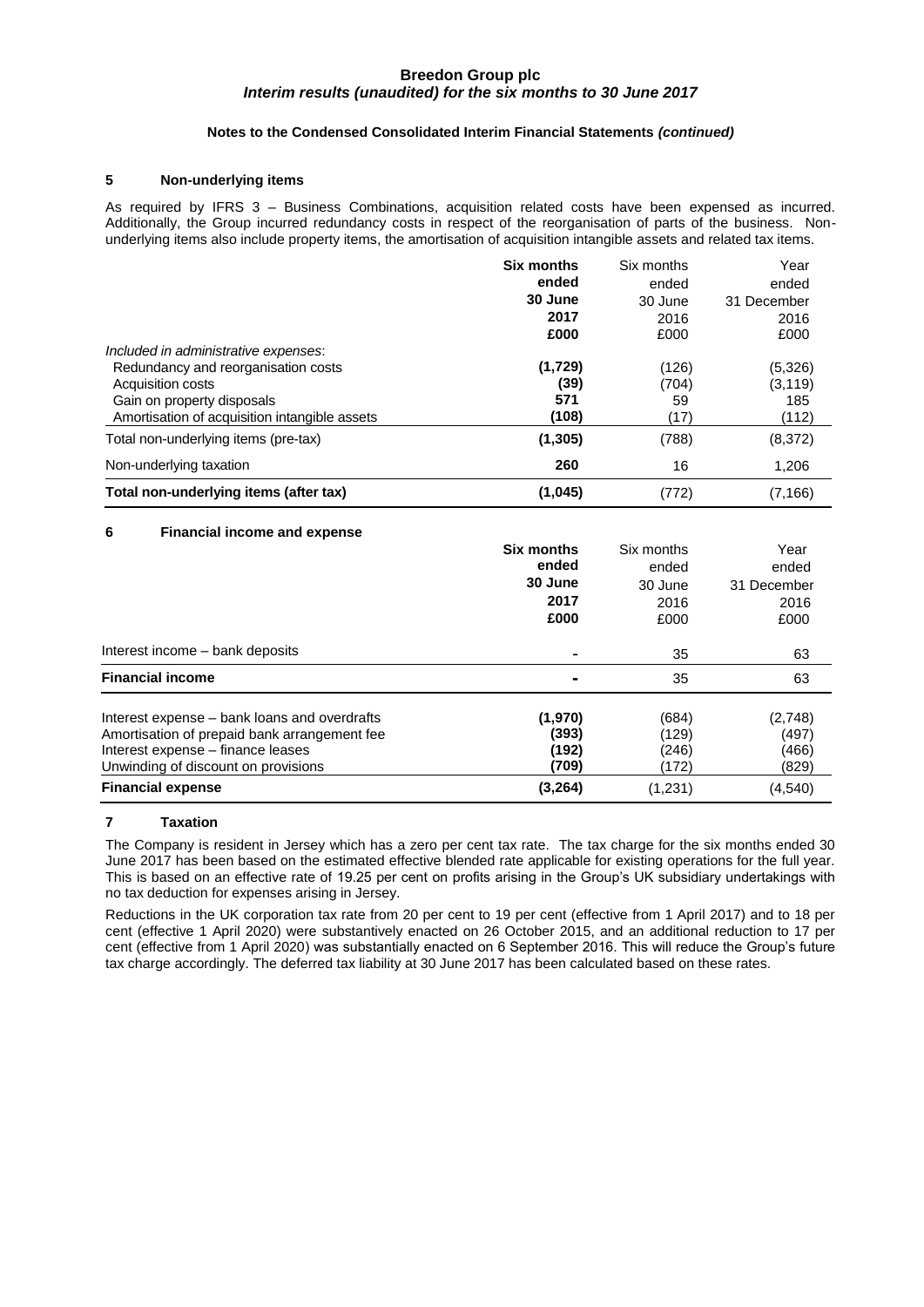## 5 Non-underlying items

As required by IFRS 3 – Business Combinations, acquisition related costs have been expensed as incurred. Additionally, the Group incurred redundancy costs in respect of the reorganisation of parts of the business. Non-underlying items also include property items, the amortisation of acquisition intangible assets and related tax items.

| | **Six months ended 30 June 2017 £000** | Six months ended 30 June 2016 £000 | Year ended 31 December 2016 £000 |
|---|---|---|---|
| *Included in administrative expenses*: | | | |
| Redundancy and reorganisation costs | **(1,729)** | (126) | (5,326) |
| Acquisition costs | **(39)** | (704) | (3,119) |
| Gain on property disposals | **571** | 59 | 185 |
| Amortisation of acquisition intangible assets | **(108)** | (17) | (112) |
| Total non-underlying items (pre-tax) | **(1,305)** | (788) | (8,372) |
| Non-underlying taxation | **260** | 16 | 1,206 |
| **Total non-underlying items (after tax)** | **(1,045)** | (772) | (7,166) |

## 6 Financial income and expense

| | **Six months ended 30 June 2017 £000** | Six months ended 30 June 2016 £000 | Year ended 31 December 2016 £000 |
|---|---|---|---|
| Interest income – bank deposits | **-** | 35 | 63 |
| **Financial income** | **-** | 35 | 63 |
| Interest expense – bank loans and overdrafts | **(1,970)** | (684) | (2,748) |
| Amortisation of prepaid bank arrangement fee | **(393)** | (129) | (497) |
| Interest expense – finance leases | **(192)** | (246) | (466) |
| Unwinding of discount on provisions | **(709)** | (172) | (829) |
| **Financial expense** | **(3,264)** | (1,231) | (4,540) |

## 7 Taxation

The Company is resident in Jersey which has a zero per cent tax rate. The tax charge for the six months ended 30 June 2017 has been based on the estimated effective blended rate applicable for existing operations for the full year. This is based on an effective rate of 19.25 per cent on profits arising in the Group's UK subsidiary undertakings with no tax deduction for expenses arising in Jersey.

Reductions in the UK corporation tax rate from 20 per cent to 19 per cent (effective from 1 April 2017) and to 18 per cent (effective 1 April 2020) were substantively enacted on 26 October 2015, and an additional reduction to 17 per cent (effective from 1 April 2020) was substantially enacted on 6 September 2016. This will reduce the Group's future tax charge accordingly. The deferred tax liability at 30 June 2017 has been calculated based on these rates.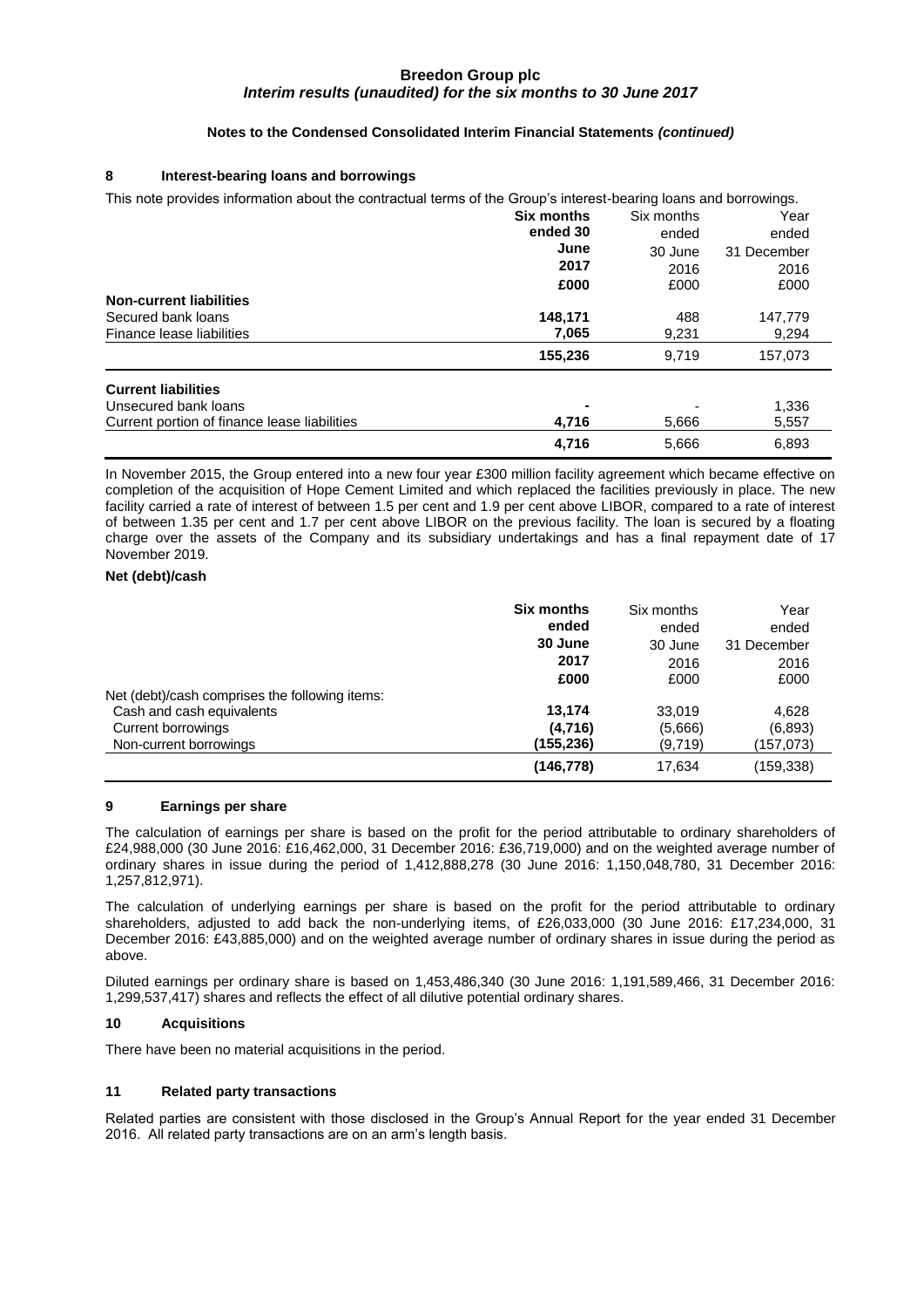**Notes to the Condensed Consolidated Interim Financial Statements *(continued)***

## 8 Interest-bearing loans and borrowings

This note provides information about the contractual terms of the Group's interest-bearing loans and borrowings.

| | **Six months ended 30 June 2017 £000** | Six months ended 30 June 2016 £000 | Year ended 31 December 2016 £000 |
|---|---|---|---|
| **Non-current liabilities** | | | |
| Secured bank loans | **148,171** | 488 | 147,779 |
| Finance lease liabilities | **7,065** | 9,231 | 9,294 |
| | **155,236** | 9,719 | 157,073 |
| **Current liabilities** | | | |
| Unsecured bank loans | **-** | - | 1,336 |
| Current portion of finance lease liabilities | **4,716** | 5,666 | 5,557 |
| | **4,716** | 5,666 | 6,893 |

In November 2015, the Group entered into a new four year £300 million facility agreement which became effective on completion of the acquisition of Hope Cement Limited and which replaced the facilities previously in place. The new facility carried a rate of interest of between 1.5 per cent and 1.9 per cent above LIBOR, compared to a rate of interest of between 1.35 per cent and 1.7 per cent above LIBOR on the previous facility. The loan is secured by a floating charge over the assets of the Company and its subsidiary undertakings and has a final repayment date of 17 November 2019.

**Net (debt)/cash**

| | **Six months ended 30 June 2017 £000** | Six months ended 30 June 2016 £000 | Year ended 31 December 2016 £000 |
|---|---|---|---|
| Net (debt)/cash comprises the following items: | | | |
| Cash and cash equivalents | **13,174** | 33,019 | 4,628 |
| Current borrowings | **(4,716)** | (5,666) | (6,893) |
| Non-current borrowings | **(155,236)** | (9,719) | (157,073) |
| | **(146,778)** | 17,634 | (159,338) |

## 9 Earnings per share

The calculation of earnings per share is based on the profit for the period attributable to ordinary shareholders of £24,988,000 (30 June 2016: £16,462,000, 31 December 2016: £36,719,000) and on the weighted average number of ordinary shares in issue during the period of 1,412,888,278 (30 June 2016: 1,150,048,780, 31 December 2016: 1,257,812,971).

The calculation of underlying earnings per share is based on the profit for the period attributable to ordinary shareholders, adjusted to add back the non-underlying items, of £26,033,000 (30 June 2016: £17,234,000, 31 December 2016: £43,885,000) and on the weighted average number of ordinary shares in issue during the period as above.

Diluted earnings per ordinary share is based on 1,453,486,340 (30 June 2016: 1,191,589,466, 31 December 2016: 1,299,537,417) shares and reflects the effect of all dilutive potential ordinary shares.

## 10 Acquisitions

There have been no material acquisitions in the period.

## 11 Related party transactions

Related parties are consistent with those disclosed in the Group's Annual Report for the year ended 31 December 2016. All related party transactions are on an arm's length basis.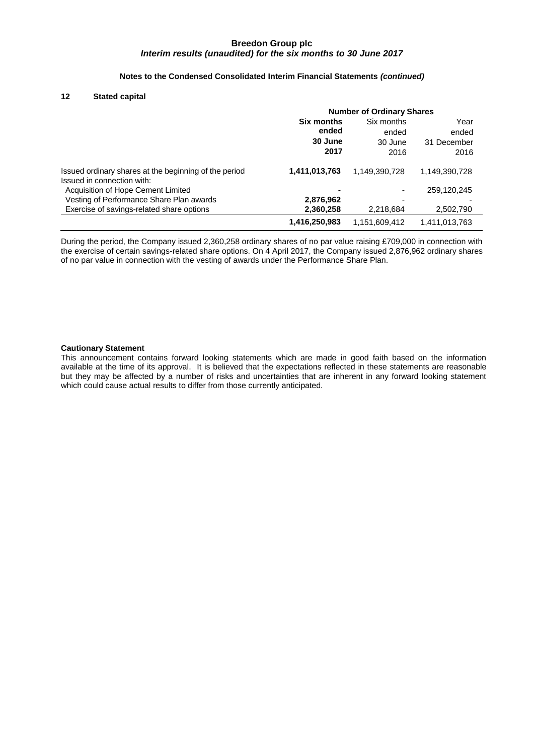**Notes to the Condensed Consolidated Interim Financial Statements *(continued)***

## 12 Stated capital

| | Number of Ordinary Shares | | |
|---|---|---|---|
| | **Six months ended 30 June 2017** | Six months ended 30 June 2016 | Year ended 31 December 2016 |
| Issued ordinary shares at the beginning of the period | **1,411,013,763** | 1,149,390,728 | 1,149,390,728 |
| Issued in connection with: | | | |
| Acquisition of Hope Cement Limited | **-** | - | 259,120,245 |
| Vesting of Performance Share Plan awards | **2,876,962** | - | - |
| Exercise of savings-related share options | **2,360,258** | 2,218,684 | 2,502,790 |
| | **1,416,250,983** | 1,151,609,412 | 1,411,013,763 |

During the period, the Company issued 2,360,258 ordinary shares of no par value raising £709,000 in connection with the exercise of certain savings-related share options. On 4 April 2017, the Company issued 2,876,962 ordinary shares of no par value in connection with the vesting of awards under the Performance Share Plan.

**Cautionary Statement**

This announcement contains forward looking statements which are made in good faith based on the information available at the time of its approval. It is believed that the expectations reflected in these statements are reasonable but they may be affected by a number of risks and uncertainties that are inherent in any forward looking statement which could cause actual results to differ from those currently anticipated.